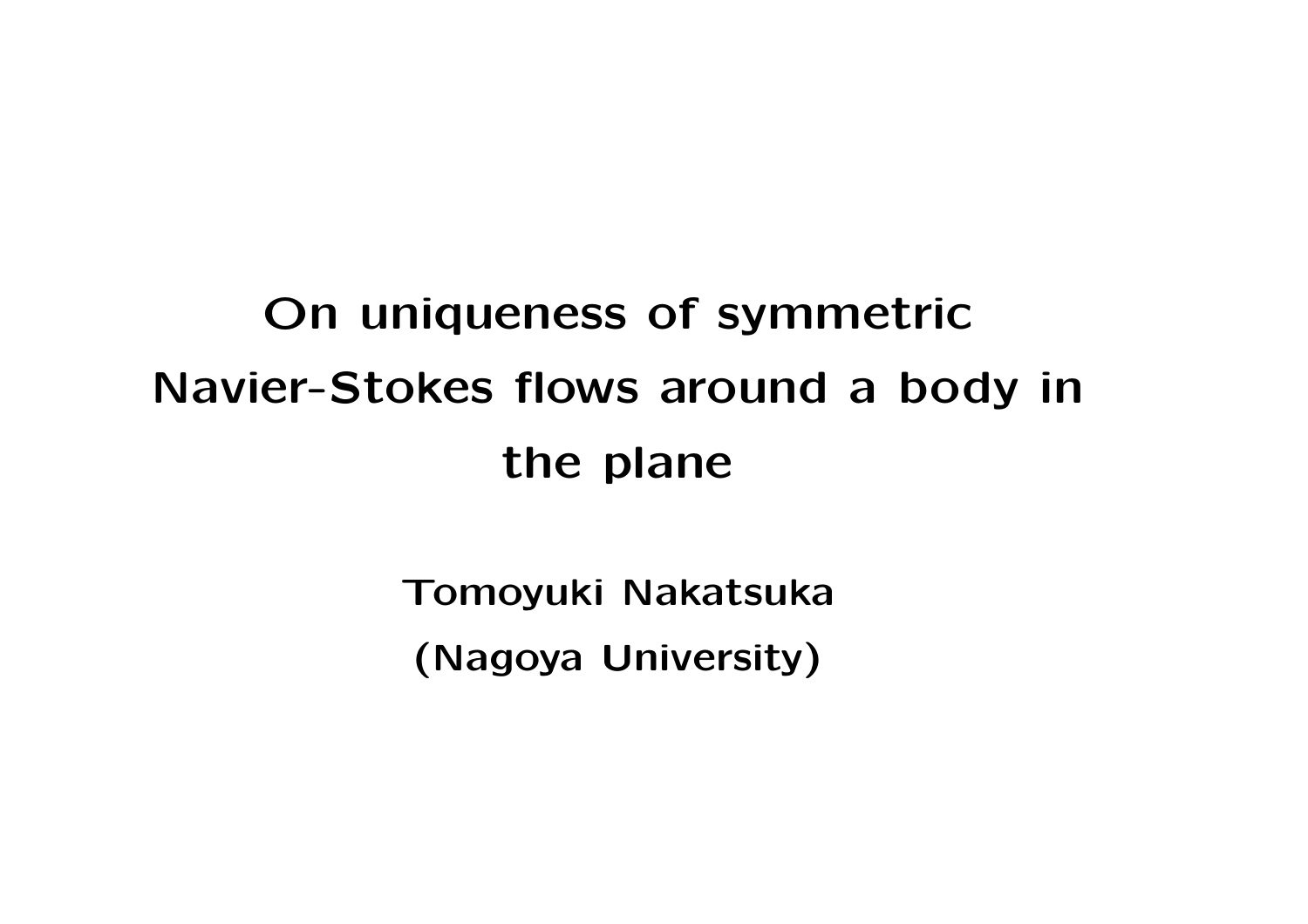# On uniqueness of symmetric Navier-Stokes flows around a body in the plane

**Tomoyuki Nakatsuka**

**(Nagoya University)**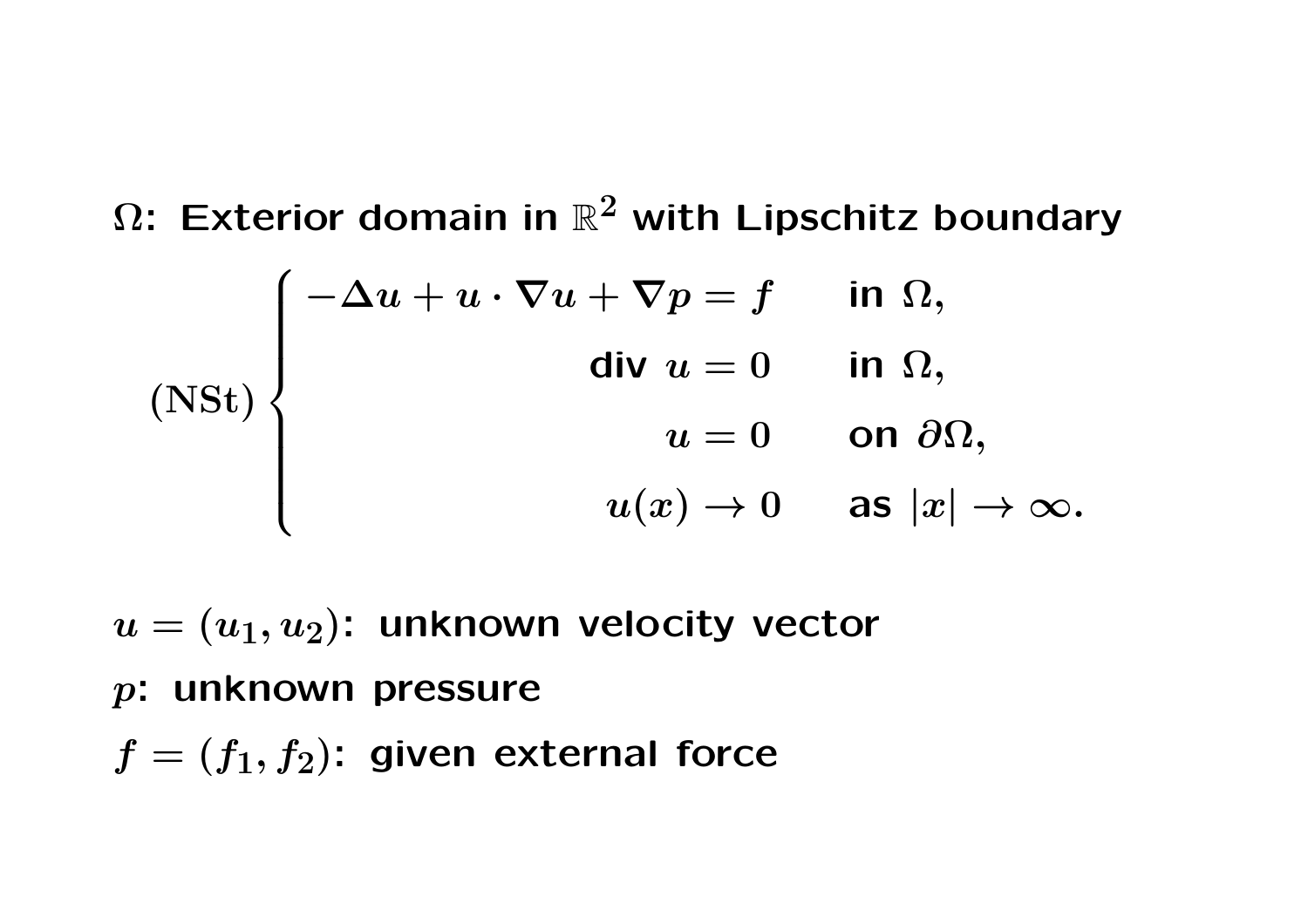$\Omega$: Exterior domain in $\mathbb{R}^2$ with Lipschitz boundary

$$
\text{(NSt)} \begin{cases} -\Delta u + u \cdot \nabla u + \nabla p = f & \text{in } \Omega, \\ \text{div } u = 0 & \text{in } \Omega, \\ u = 0 & \text{on } \partial\Omega, \\ u(x) \to 0 & \text{as } |x| \to \infty. \end{cases}
$$

$u = (u_1, u_2)$: unknown velocity vector

$p$: unknown pressure

$f = (f_1, f_2)$: given external force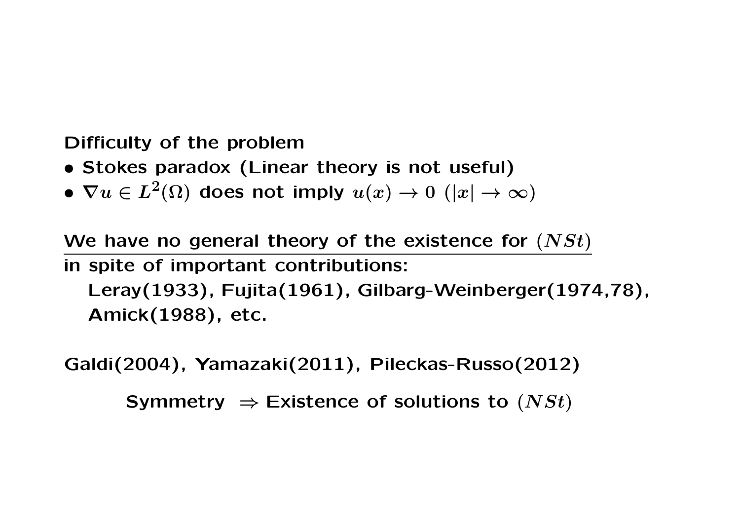**Difficulty of the problem**

- **Stokes paradox (Linear theory is not useful)**
- **$\nabla u \in L^2(\Omega)$ does not imply $u(x) \to 0$ $(|x| \to \infty)$**

<u>**We have no general theory of the existence for $(NSt)$**</u>
**in spite of important contributions:**
**Leray(1933), Fujita(1961), Gilbarg-Weinberger(1974,78), Amick(1988), etc.**

**Galdi(2004), Yamazaki(2011), Pileckas-Russo(2012)**

**Symmetry $\Rightarrow$ Existence of solutions to $(NSt)$**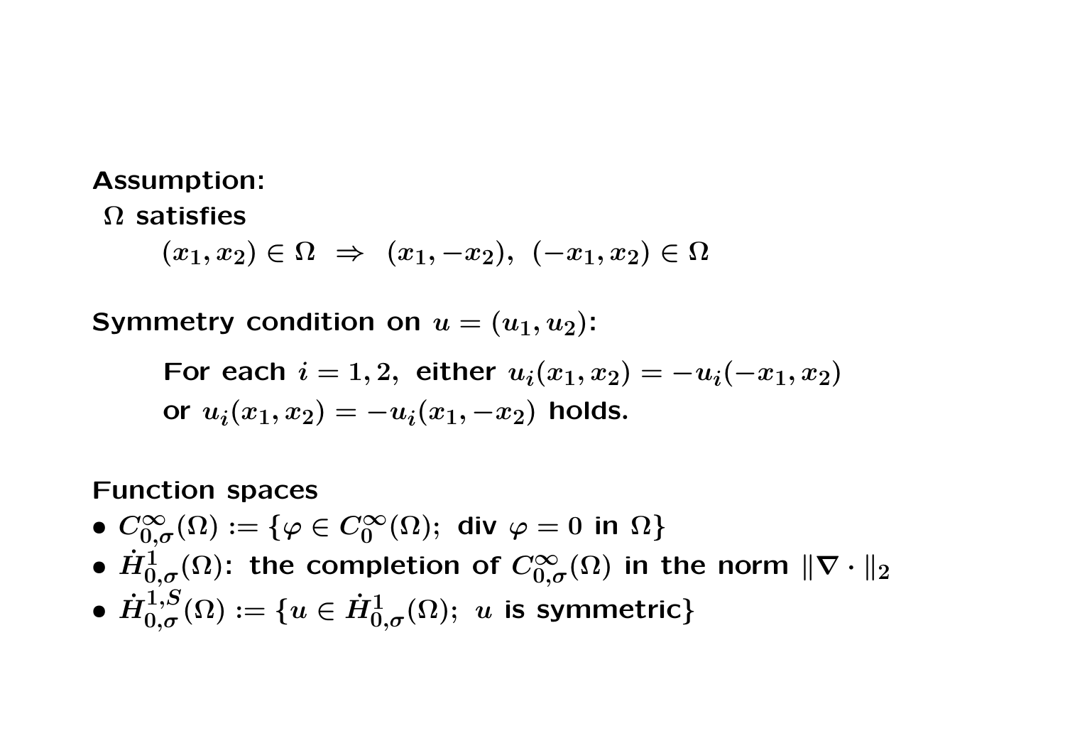**Assumption:**

$\Omega$ satisfies

$$(x_1, x_2) \in \Omega \;\Rightarrow\; (x_1, -x_2),\; (-x_1, x_2) \in \Omega$$

**Symmetry condition on $u = (u_1, u_2)$:**

For each $i = 1, 2,$ either $u_i(x_1, x_2) = -u_i(-x_1, x_2)$ or $u_i(x_1, x_2) = -u_i(x_1, -x_2)$ holds.

**Function spaces**

- $C^\infty_{0,\sigma}(\Omega) := \{\varphi \in C^\infty_0(\Omega);\ \text{div}\ \varphi = 0 \text{ in } \Omega\}$
- $\dot{H}^1_{0,\sigma}(\Omega)$: the completion of $C^\infty_{0,\sigma}(\Omega)$ in the norm $\|\nabla \cdot\|_2$
- $\dot{H}^{1,S}_{0,\sigma}(\Omega) := \{u \in \dot{H}^1_{0,\sigma}(\Omega);\ u \text{ is symmetric}\}$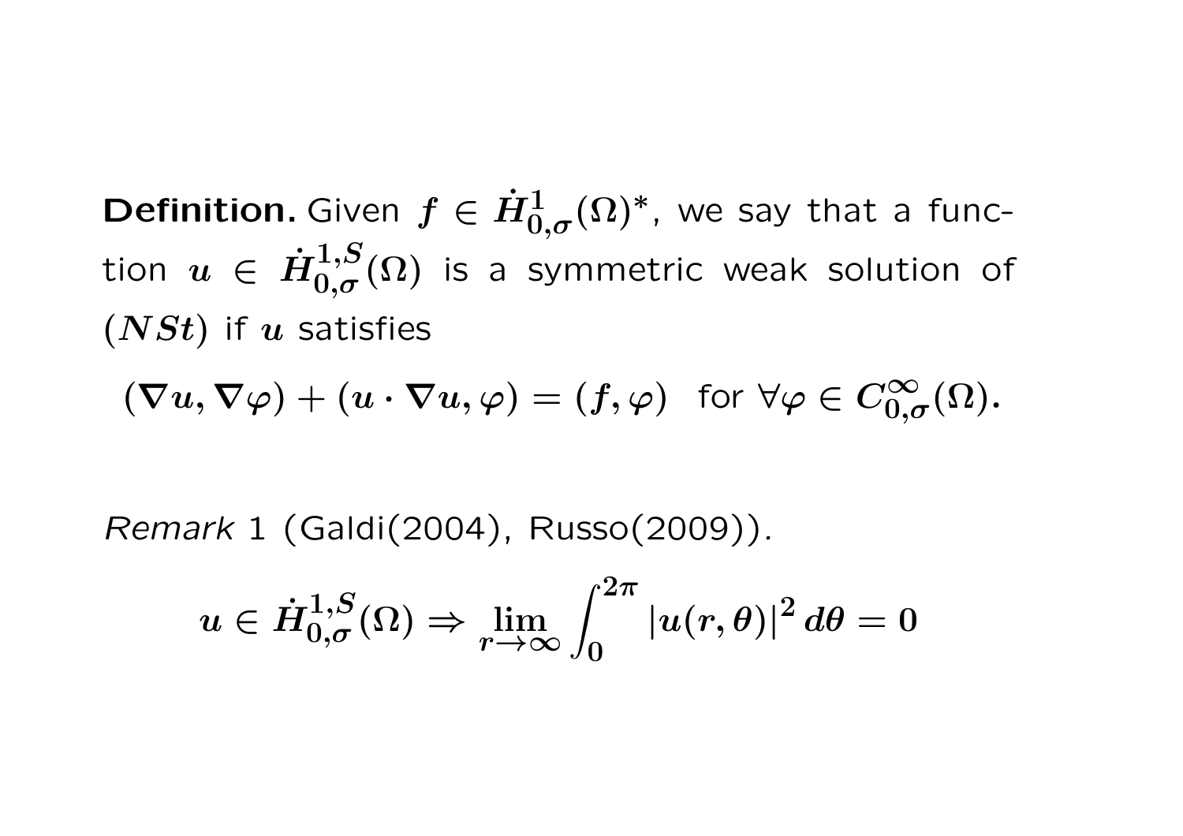**Definition.** Given $\boldsymbol{f} \in \dot{\boldsymbol{H}}^{1}_{0,\sigma}(\Omega)^*$, we say that a function $\boldsymbol{u} \in \dot{\boldsymbol{H}}^{1,S}_{0,\sigma}(\Omega)$ is a symmetric weak solution of $(\boldsymbol{NSt})$ if $\boldsymbol{u}$ satisfies

$$(\nabla \boldsymbol{u}, \nabla \boldsymbol{\varphi}) + (\boldsymbol{u} \cdot \nabla \boldsymbol{u}, \boldsymbol{\varphi}) = (\boldsymbol{f}, \boldsymbol{\varphi}) \quad \text{for } \forall \boldsymbol{\varphi} \in \boldsymbol{C}^{\infty}_{0,\sigma}(\Omega).$$

*Remark* 1 (Galdi(2004), Russo(2009)).

$$\boldsymbol{u} \in \dot{\boldsymbol{H}}^{1,S}_{0,\sigma}(\Omega) \Rightarrow \lim_{r \to \infty} \int_0^{2\pi} |\boldsymbol{u}(r,\theta)|^2 \, d\theta = 0$$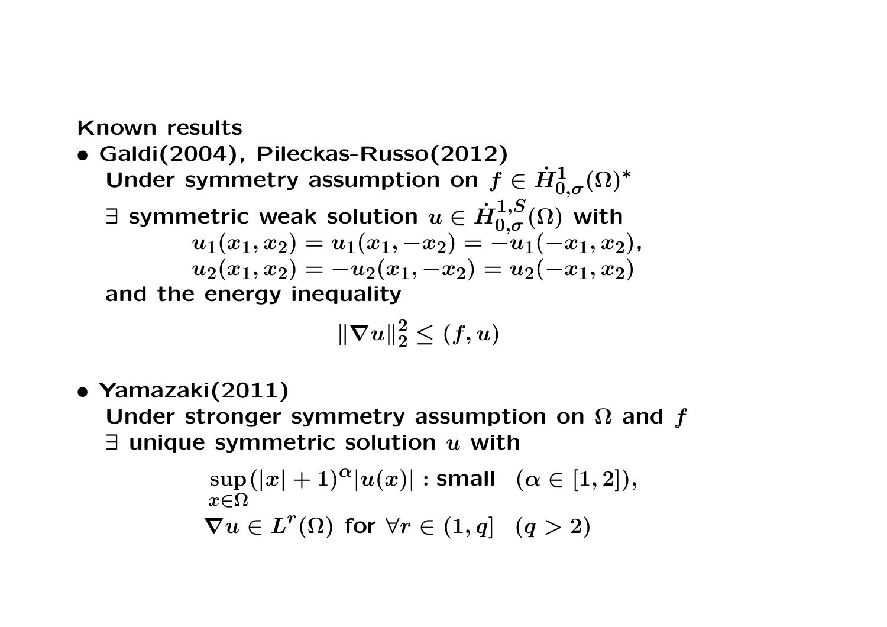**Known results**

- **Galdi(2004), Pileckas-Russo(2012)**

  **Under symmetry assumption on $f \in \dot{H}^1_{0,\sigma}(\Omega)^*$**

  **$\exists$ symmetric weak solution $u \in \dot{H}^{1,S}_{0,\sigma}(\Omega)$ with**

  $$u_1(x_1, x_2) = u_1(x_1, -x_2) = -u_1(-x_1, x_2),$$
  $$u_2(x_1, x_2) = -u_2(x_1, -x_2) = u_2(-x_1, x_2)$$

  **and the energy inequality**

  $$\|\nabla u\|_2^2 \leq (f, u)$$

- **Yamazaki(2011)**

  **Under stronger symmetry assumption on $\Omega$ and $f$**

  **$\exists$ unique symmetric solution $u$ with**

  $$\sup_{x \in \Omega} (|x| + 1)^{\alpha} |u(x)| : \textbf{small} \quad (\alpha \in [1, 2]),$$
  $$\nabla u \in L^r(\Omega) \textbf{ for } \forall r \in (1, q] \quad (q > 2)$$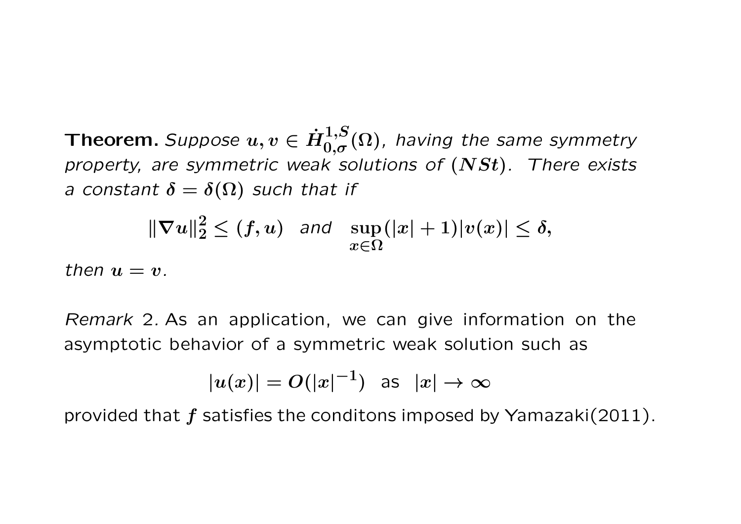**Theorem.** *Suppose $u, v \in \dot{H}^{1,S}_{0,\sigma}(\Omega)$, having the same symmetry property, are symmetric weak solutions of $(NSt)$. There exists a constant $\delta = \delta(\Omega)$ such that if*

$$\|\nabla u\|_2^2 \le (f, u) \quad \text{and} \quad \sup_{x \in \Omega} (|x| + 1)|v(x)| \le \delta,$$

*then $u = v$.*

*Remark* 2. As an application, we can give information on the asymptotic behavior of a symmetric weak solution such as

$$|u(x)| = O(|x|^{-1}) \quad \text{as} \quad |x| \to \infty$$

provided that $f$ satisfies the conditons imposed by Yamazaki(2011).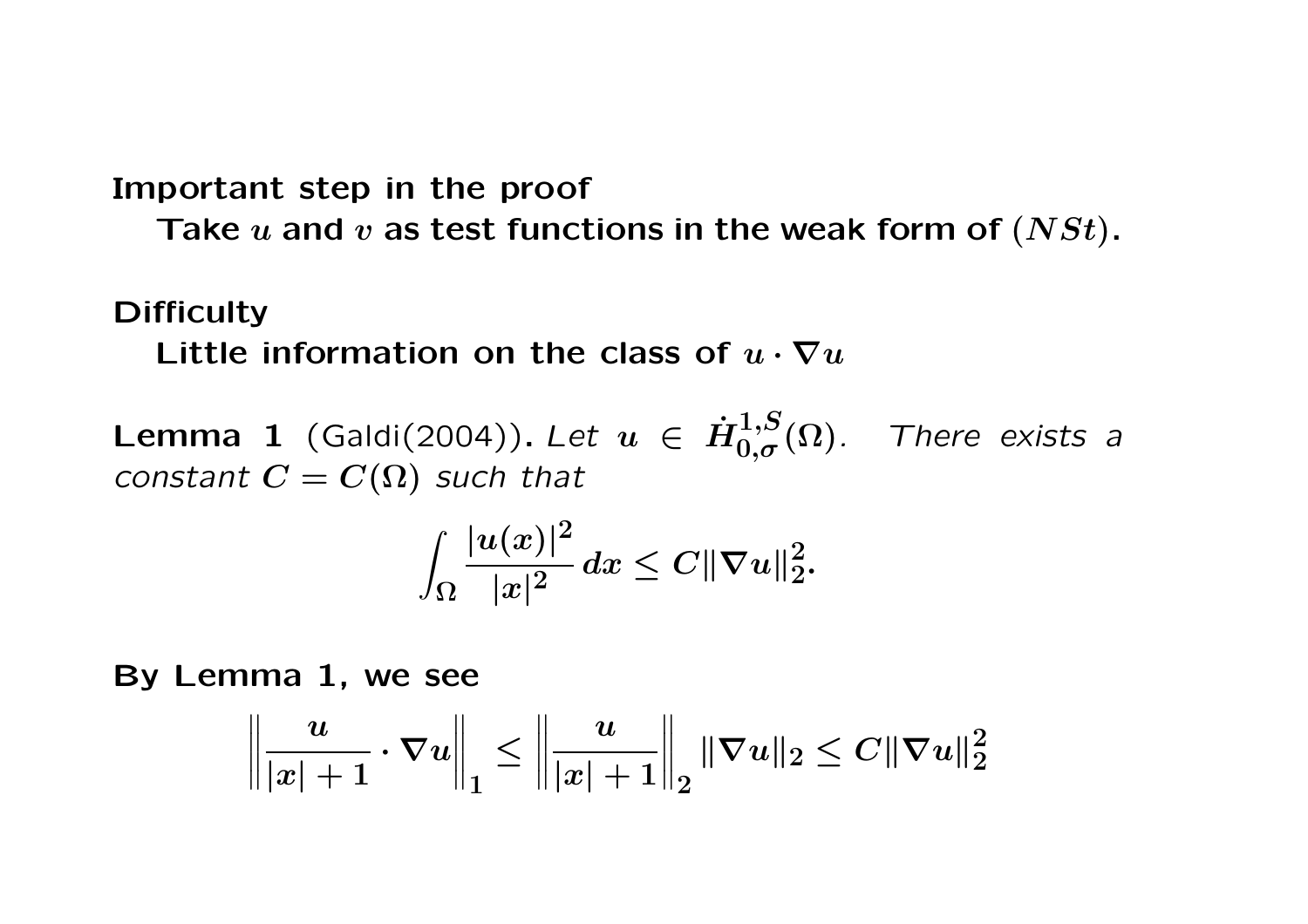**Important step in the proof**

Take $u$ and $v$ as test functions in the weak form of $(NSt)$.

**Difficulty**

Little information on the class of $u \cdot \nabla u$

**Lemma 1** (Galdi(2004)). *Let* $u \in \dot{H}^{1,S}_{0,\sigma}(\Omega)$. *There exists a constant* $C = C(\Omega)$ *such that*

$$\int_\Omega \frac{|u(x)|^2}{|x|^2}\, dx \le C\|\nabla u\|_2^2.$$

**By Lemma 1, we see**

$$\left\| \frac{u}{|x|+1} \cdot \nabla u \right\|_1 \le \left\| \frac{u}{|x|+1} \right\|_2 \|\nabla u\|_2 \le C\|\nabla u\|_2^2$$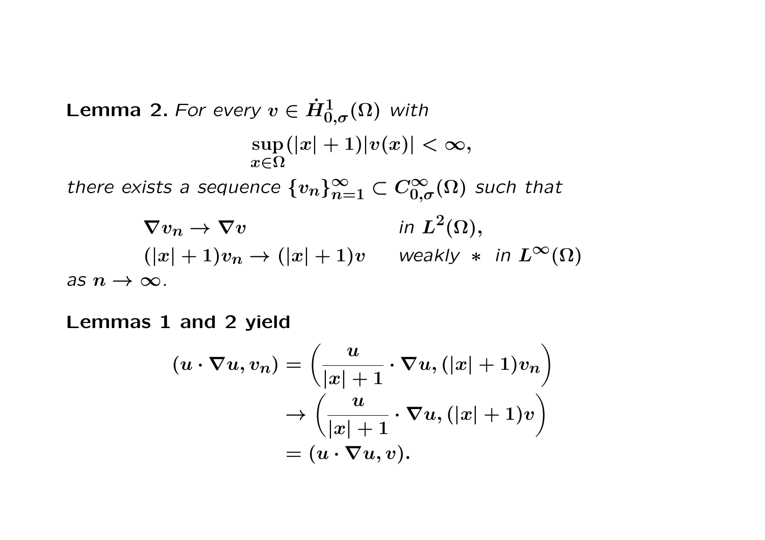**Lemma 2.** *For every $v \in \dot{H}^1_{0,\sigma}(\Omega)$ with*

$$\sup_{x \in \Omega} (|x| + 1)|v(x)| < \infty,$$

*there exists a sequence $\{v_n\}_{n=1}^{\infty} \subset C^{\infty}_{0,\sigma}(\Omega)$ such that*

$$\begin{aligned}
&\nabla v_n \to \nabla v && \text{in } L^2(\Omega), \\
&(|x| + 1)v_n \to (|x| + 1)v && \text{weakly } * \text{ in } L^{\infty}(\Omega)
\end{aligned}$$

*as $n \to \infty$.*

**Lemmas 1 and 2 yield**

$$\begin{aligned}
(u \cdot \nabla u, v_n) &= \left( \frac{u}{|x| + 1} \cdot \nabla u, (|x| + 1)v_n \right) \\
&\to \left( \frac{u}{|x| + 1} \cdot \nabla u, (|x| + 1)v \right) \\
&= (u \cdot \nabla u, v).
\end{aligned}$$